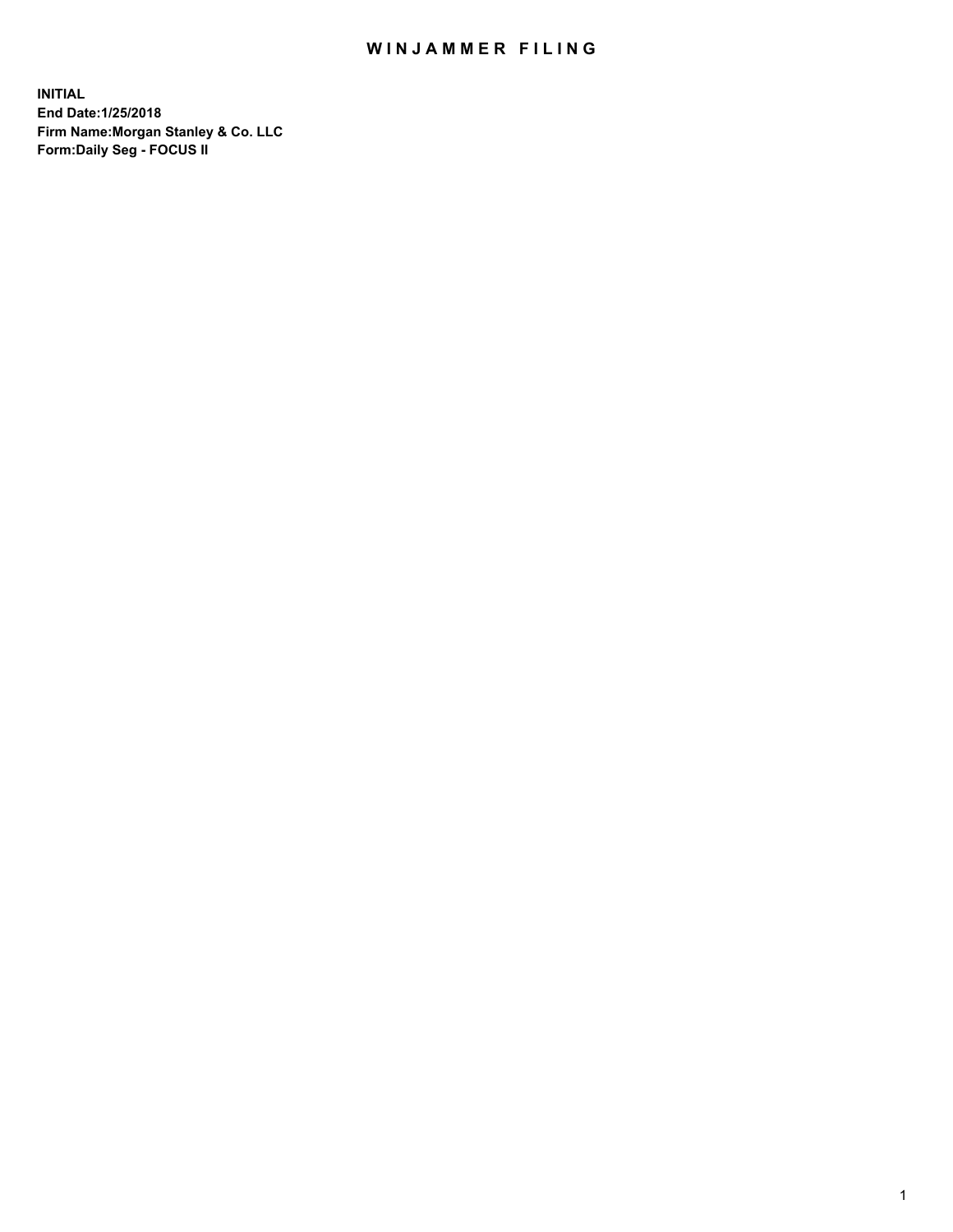# WINJAMMER FILING

**INITIAL**
**End Date:1/25/2018**
**Firm Name:Morgan Stanley & Co. LLC**
**Form:Daily Seg - FOCUS II**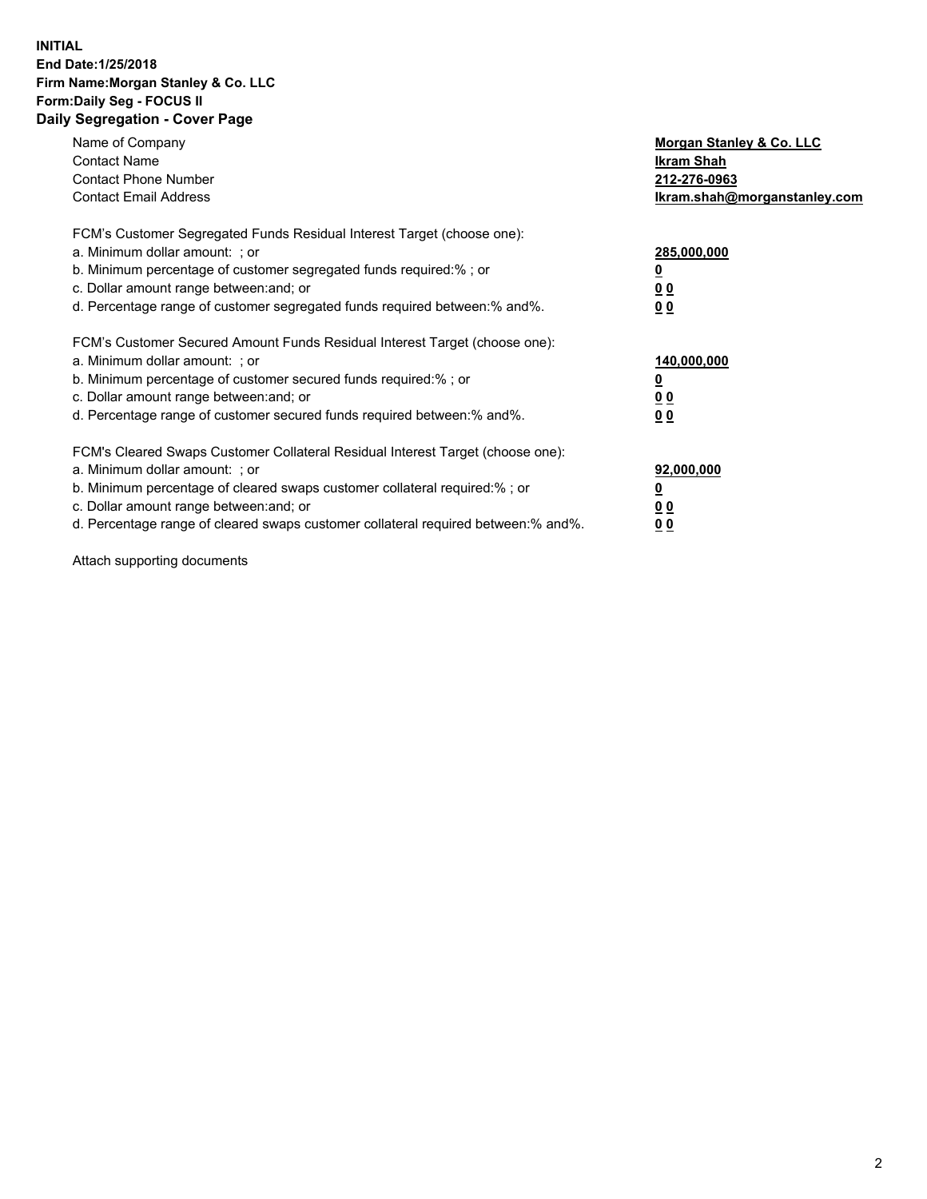**INITIAL**
**End Date:1/25/2018**
**Firm Name:Morgan Stanley & Co. LLC**
**Form:Daily Seg - FOCUS II**
**Daily Segregation - Cover Page**

| | |
|---|---|
| Name of Company | **Morgan Stanley & Co. LLC** |
| Contact Name | **Ikram Shah** |
| Contact Phone Number | **212-276-0963** |
| Contact Email Address | **Ikram.shah@morganstanley.com** |

| | |
|---|---|
| FCM's Customer Segregated Funds Residual Interest Target (choose one): | |
| a. Minimum dollar amount: ; or | **285,000,000** |
| b. Minimum percentage of customer segregated funds required:% ; or | **0** |
| c. Dollar amount range between:and; or | **0 0** |
| d. Percentage range of customer segregated funds required between:% and%. | **0 0** |

| | |
|---|---|
| FCM's Customer Secured Amount Funds Residual Interest Target (choose one): | |
| a. Minimum dollar amount: ; or | **140,000,000** |
| b. Minimum percentage of customer secured funds required:% ; or | **0** |
| c. Dollar amount range between:and; or | **0 0** |
| d. Percentage range of customer secured funds required between:% and%. | **0 0** |

| | |
|---|---|
| FCM's Cleared Swaps Customer Collateral Residual Interest Target (choose one): | |
| a. Minimum dollar amount: ; or | **92,000,000** |
| b. Minimum percentage of cleared swaps customer collateral required:% ; or | **0** |
| c. Dollar amount range between:and; or | **0 0** |
| d. Percentage range of cleared swaps customer collateral required between:% and%. | **0 0** |

Attach supporting documents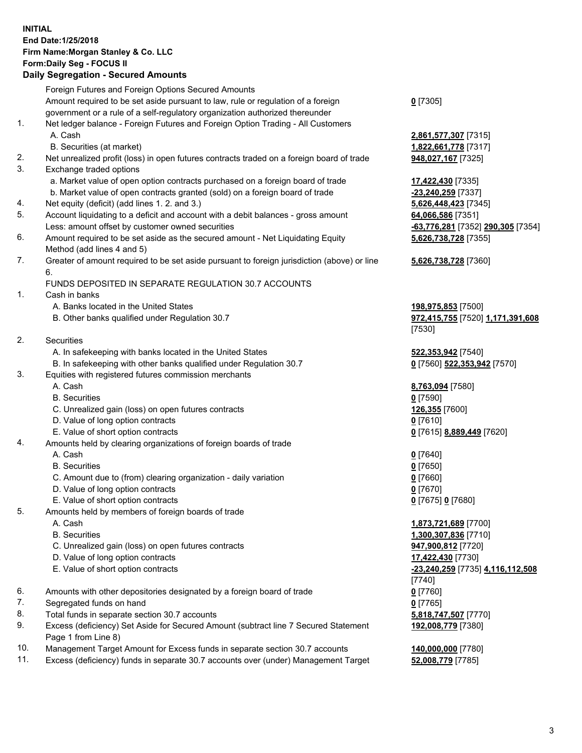**INITIAL**
**End Date:1/25/2018**
**Firm Name:Morgan Stanley & Co. LLC**
**Form:Daily Seg - FOCUS II**
**Daily Segregation - Secured Amounts**

| | | |
|---|---|---|
| | Foreign Futures and Foreign Options Secured Amounts | |
| | Amount required to be set aside pursuant to law, rule or regulation of a foreign government or a rule of a self-regulatory organization authorized thereunder | **0** [7305] |
| 1. | Net ledger balance - Foreign Futures and Foreign Option Trading - All Customers | |
| | A. Cash | **2,861,577,307** [7315] |
| | B. Securities (at market) | **1,822,661,778** [7317] |
| 2. | Net unrealized profit (loss) in open futures contracts traded on a foreign board of trade | **948,027,167** [7325] |
| 3. | Exchange traded options | |
| | a. Market value of open option contracts purchased on a foreign board of trade | **17,422,430** [7335] |
| | b. Market value of open contracts granted (sold) on a foreign board of trade | **-23,240,259** [7337] |
| 4. | Net equity (deficit) (add lines 1. 2. and 3.) | **5,626,448,423** [7345] |
| 5. | Account liquidating to a deficit and account with a debit balances - gross amount | **64,066,586** [7351] |
| | Less: amount offset by customer owned securities | **-63,776,281** [7352] **290,305** [7354] |
| 6. | Amount required to be set aside as the secured amount - Net Liquidating Equity Method (add lines 4 and 5) | **5,626,738,728** [7355] |
| 7. | Greater of amount required to be set aside pursuant to foreign jurisdiction (above) or line 6. | **5,626,738,728** [7360] |
| | FUNDS DEPOSITED IN SEPARATE REGULATION 30.7 ACCOUNTS | |
| 1. | Cash in banks | |
| | A. Banks located in the United States | **198,975,853** [7500] |
| | B. Other banks qualified under Regulation 30.7 | **972,415,755** [7520] **1,171,391,608** [7530] |
| 2. | Securities | |
| | A. In safekeeping with banks located in the United States | **522,353,942** [7540] |
| | B. In safekeeping with other banks qualified under Regulation 30.7 | **0** [7560] **522,353,942** [7570] |
| 3. | Equities with registered futures commission merchants | |
| | A. Cash | **8,763,094** [7580] |
| | B. Securities | **0** [7590] |
| | C. Unrealized gain (loss) on open futures contracts | **126,355** [7600] |
| | D. Value of long option contracts | **0** [7610] |
| | E. Value of short option contracts | **0** [7615] **8,889,449** [7620] |
| 4. | Amounts held by clearing organizations of foreign boards of trade | |
| | A. Cash | **0** [7640] |
| | B. Securities | **0** [7650] |
| | C. Amount due to (from) clearing organization - daily variation | **0** [7660] |
| | D. Value of long option contracts | **0** [7670] |
| | E. Value of short option contracts | **0** [7675] **0** [7680] |
| 5. | Amounts held by members of foreign boards of trade | |
| | A. Cash | **1,873,721,689** [7700] |
| | B. Securities | **1,300,307,836** [7710] |
| | C. Unrealized gain (loss) on open futures contracts | **947,900,812** [7720] |
| | D. Value of long option contracts | **17,422,430** [7730] |
| | E. Value of short option contracts | **-23,240,259** [7735] **4,116,112,508** [7740] |
| 6. | Amounts with other depositories designated by a foreign board of trade | **0** [7760] |
| 7. | Segregated funds on hand | **0** [7765] |
| 8. | Total funds in separate section 30.7 accounts | **5,818,747,507** [7770] |
| 9. | Excess (deficiency) Set Aside for Secured Amount (subtract line 7 Secured Statement Page 1 from Line 8) | **192,008,779** [7380] |
| 10. | Management Target Amount for Excess funds in separate section 30.7 accounts | **140,000,000** [7780] |
| 11. | Excess (deficiency) funds in separate 30.7 accounts over (under) Management Target | **52,008,779** [7785] |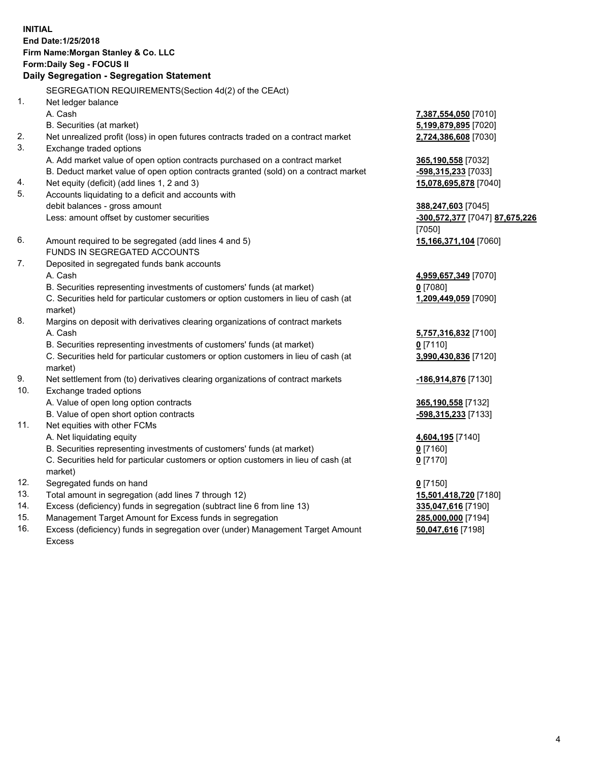**INITIAL**
**End Date:1/25/2018**
**Firm Name:Morgan Stanley & Co. LLC**
**Form:Daily Seg - FOCUS II**
**Daily Segregation - Segregation Statement**

SEGREGATION REQUIREMENTS(Section 4d(2) of the CEAct)

| | | |
|---|---|---|
| 1. | Net ledger balance | |
| | A. Cash | **7,387,554,050** [7010] |
| | B. Securities (at market) | **5,199,879,895** [7020] |
| 2. | Net unrealized profit (loss) in open futures contracts traded on a contract market | **2,724,386,608** [7030] |
| 3. | Exchange traded options | |
| | A. Add market value of open option contracts purchased on a contract market | **365,190,558** [7032] |
| | B. Deduct market value of open option contracts granted (sold) on a contract market | **-598,315,233** [7033] |
| 4. | Net equity (deficit) (add lines 1, 2 and 3) | **15,078,695,878** [7040] |
| 5. | Accounts liquidating to a deficit and accounts with debit balances - gross amount | **388,247,603** [7045] |
| | Less: amount offset by customer securities | **-300,572,377** [7047] **87,675,226** [7050] |
| 6. | Amount required to be segregated (add lines 4 and 5) | **15,166,371,104** [7060] |
| | FUNDS IN SEGREGATED ACCOUNTS | |
| 7. | Deposited in segregated funds bank accounts | |
| | A. Cash | **4,959,657,349** [7070] |
| | B. Securities representing investments of customers' funds (at market) | **0** [7080] |
| | C. Securities held for particular customers or option customers in lieu of cash (at market) | **1,209,449,059** [7090] |
| 8. | Margins on deposit with derivatives clearing organizations of contract markets | |
| | A. Cash | **5,757,316,832** [7100] |
| | B. Securities representing investments of customers' funds (at market) | **0** [7110] |
| | C. Securities held for particular customers or option customers in lieu of cash (at market) | **3,990,430,836** [7120] |
| 9. | Net settlement from (to) derivatives clearing organizations of contract markets | **-186,914,876** [7130] |
| 10. | Exchange traded options | |
| | A. Value of open long option contracts | **365,190,558** [7132] |
| | B. Value of open short option contracts | **-598,315,233** [7133] |
| 11. | Net equities with other FCMs | |
| | A. Net liquidating equity | **4,604,195** [7140] |
| | B. Securities representing investments of customers' funds (at market) | **0** [7160] |
| | C. Securities held for particular customers or option customers in lieu of cash (at market) | **0** [7170] |
| 12. | Segregated funds on hand | **0** [7150] |
| 13. | Total amount in segregation (add lines 7 through 12) | **15,501,418,720** [7180] |
| 14. | Excess (deficiency) funds in segregation (subtract line 6 from line 13) | **335,047,616** [7190] |
| 15. | Management Target Amount for Excess funds in segregation | **285,000,000** [7194] |
| 16. | Excess (deficiency) funds in segregation over (under) Management Target Amount Excess | **50,047,616** [7198] |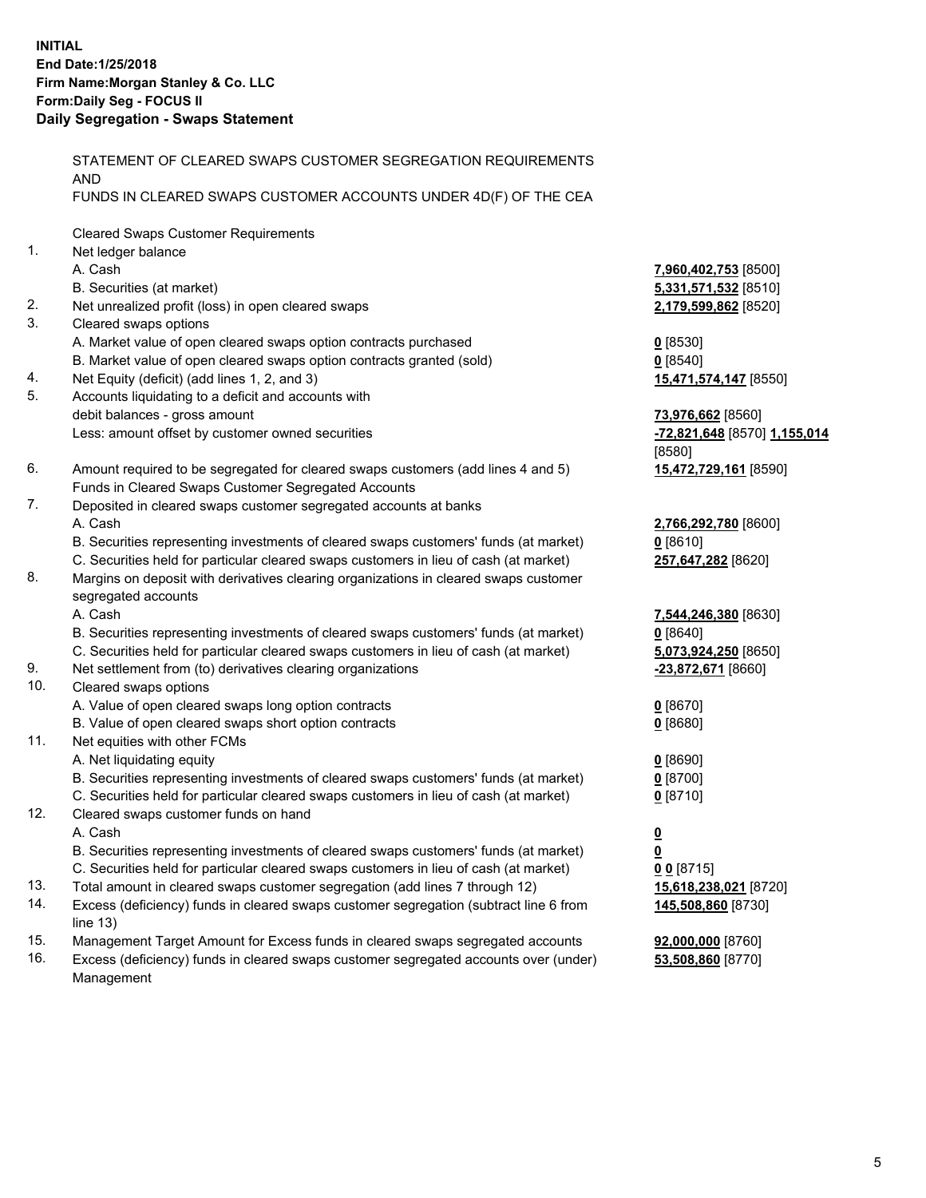**INITIAL**
**End Date:1/25/2018**
**Firm Name:Morgan Stanley & Co. LLC**
**Form:Daily Seg - FOCUS II**
**Daily Segregation - Swaps Statement**

STATEMENT OF CLEARED SWAPS CUSTOMER SEGREGATION REQUIREMENTS AND FUNDS IN CLEARED SWAPS CUSTOMER ACCOUNTS UNDER 4D(F) OF THE CEA

| | | |
|---|---|---|
| | Cleared Swaps Customer Requirements | |
| 1. | Net ledger balance | |
| | A. Cash | **7,960,402,753** [8500] |
| | B. Securities (at market) | **5,331,571,532** [8510] |
| 2. | Net unrealized profit (loss) in open cleared swaps | **2,179,599,862** [8520] |
| 3. | Cleared swaps options | |
| | A. Market value of open cleared swaps option contracts purchased | **0** [8530] |
| | B. Market value of open cleared swaps option contracts granted (sold) | **0** [8540] |
| 4. | Net Equity (deficit) (add lines 1, 2, and 3) | **15,471,574,147** [8550] |
| 5. | Accounts liquidating to a deficit and accounts with debit balances - gross amount | **73,976,662** [8560] |
| | Less: amount offset by customer owned securities | **-72,821,648** [8570] **1,155,014** [8580] |
| 6. | Amount required to be segregated for cleared swaps customers (add lines 4 and 5) | **15,472,729,161** [8590] |
| | Funds in Cleared Swaps Customer Segregated Accounts | |
| 7. | Deposited in cleared swaps customer segregated accounts at banks | |
| | A. Cash | **2,766,292,780** [8600] |
| | B. Securities representing investments of cleared swaps customers' funds (at market) | **0** [8610] |
| | C. Securities held for particular cleared swaps customers in lieu of cash (at market) | **257,647,282** [8620] |
| 8. | Margins on deposit with derivatives clearing organizations in cleared swaps customer segregated accounts | |
| | A. Cash | **7,544,246,380** [8630] |
| | B. Securities representing investments of cleared swaps customers' funds (at market) | **0** [8640] |
| | C. Securities held for particular cleared swaps customers in lieu of cash (at market) | **5,073,924,250** [8650] |
| 9. | Net settlement from (to) derivatives clearing organizations | **-23,872,671** [8660] |
| 10. | Cleared swaps options | |
| | A. Value of open cleared swaps long option contracts | **0** [8670] |
| | B. Value of open cleared swaps short option contracts | **0** [8680] |
| 11. | Net equities with other FCMs | |
| | A. Net liquidating equity | **0** [8690] |
| | B. Securities representing investments of cleared swaps customers' funds (at market) | **0** [8700] |
| | C. Securities held for particular cleared swaps customers in lieu of cash (at market) | **0** [8710] |
| 12. | Cleared swaps customer funds on hand | |
| | A. Cash | **0** |
| | B. Securities representing investments of cleared swaps customers' funds (at market) | **0** |
| | C. Securities held for particular cleared swaps customers in lieu of cash (at market) | **0** **0** [8715] |
| 13. | Total amount in cleared swaps customer segregation (add lines 7 through 12) | **15,618,238,021** [8720] |
| 14. | Excess (deficiency) funds in cleared swaps customer segregation (subtract line 6 from line 13) | **145,508,860** [8730] |
| 15. | Management Target Amount for Excess funds in cleared swaps segregated accounts | **92,000,000** [8760] |
| 16. | Excess (deficiency) funds in cleared swaps customer segregated accounts over (under) Management | **53,508,860** [8770] |